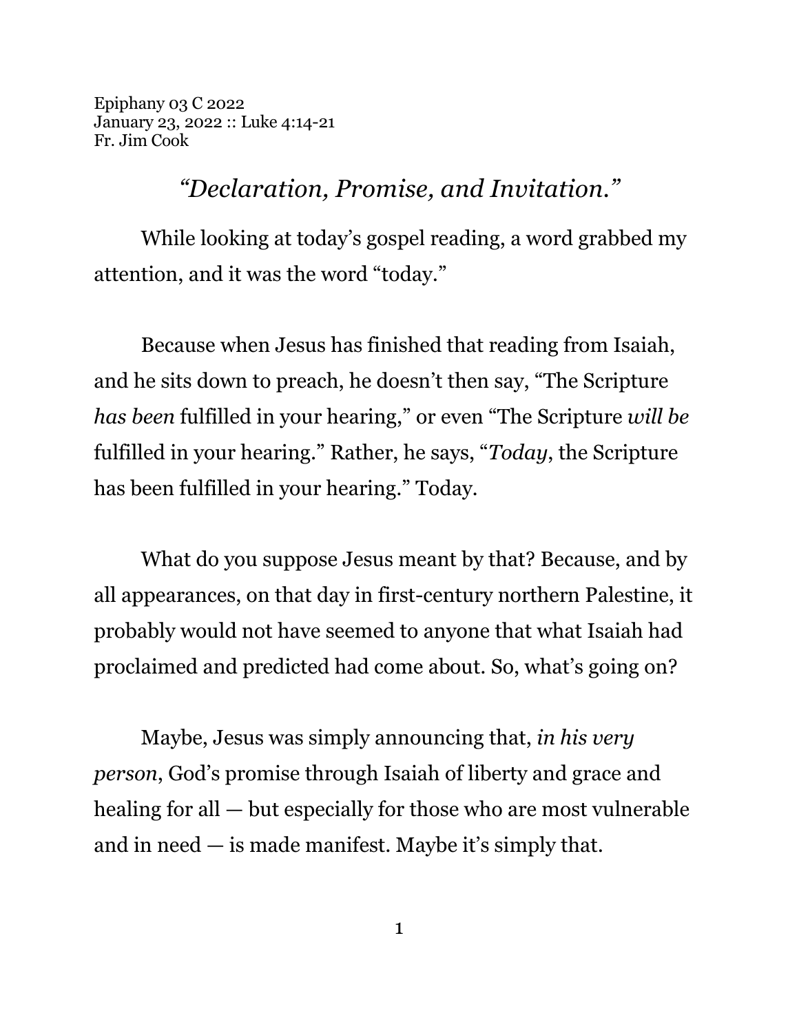Epiphany 03 C 2022
January 23, 2022 :: Luke 4:14-21
Fr. Jim Cook

## *"Declaration, Promise, and Invitation."*

While looking at today's gospel reading, a word grabbed my attention, and it was the word "today."

Because when Jesus has finished that reading from Isaiah, and he sits down to preach, he doesn't then say, "The Scripture *has been* fulfilled in your hearing," or even "The Scripture *will be* fulfilled in your hearing." Rather, he says, "*Today*, the Scripture has been fulfilled in your hearing." Today.

What do you suppose Jesus meant by that? Because, and by all appearances, on that day in first-century northern Palestine, it probably would not have seemed to anyone that what Isaiah had proclaimed and predicted had come about. So, what's going on?

Maybe, Jesus was simply announcing that, *in his very person*, God's promise through Isaiah of liberty and grace and healing for all — but especially for those who are most vulnerable and in need — is made manifest. Maybe it's simply that.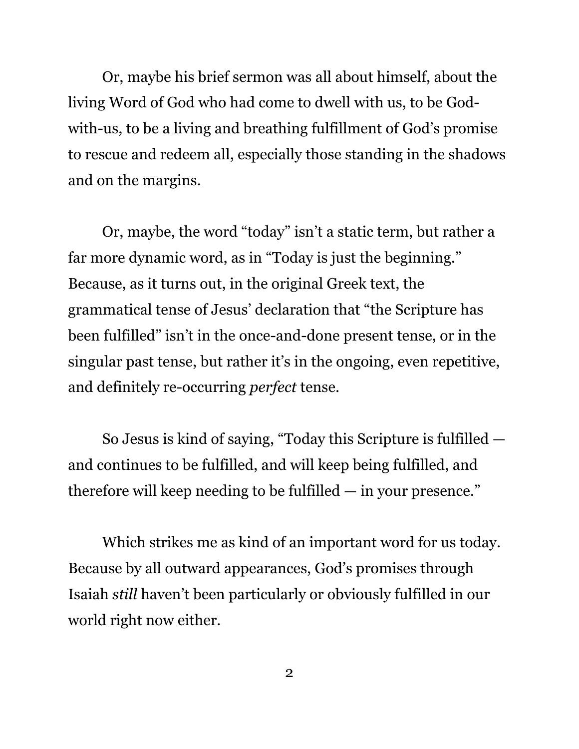Or, maybe his brief sermon was all about himself, about the living Word of God who had come to dwell with us, to be God-with-us, to be a living and breathing fulfillment of God's promise to rescue and redeem all, especially those standing in the shadows and on the margins.

Or, maybe, the word "today" isn't a static term, but rather a far more dynamic word, as in "Today is just the beginning." Because, as it turns out, in the original Greek text, the grammatical tense of Jesus' declaration that "the Scripture has been fulfilled" isn't in the once-and-done present tense, or in the singular past tense, but rather it's in the ongoing, even repetitive, and definitely re-occurring *perfect* tense.

So Jesus is kind of saying, "Today this Scripture is fulfilled — and continues to be fulfilled, and will keep being fulfilled, and therefore will keep needing to be fulfilled — in your presence."

Which strikes me as kind of an important word for us today. Because by all outward appearances, God's promises through Isaiah *still* haven't been particularly or obviously fulfilled in our world right now either.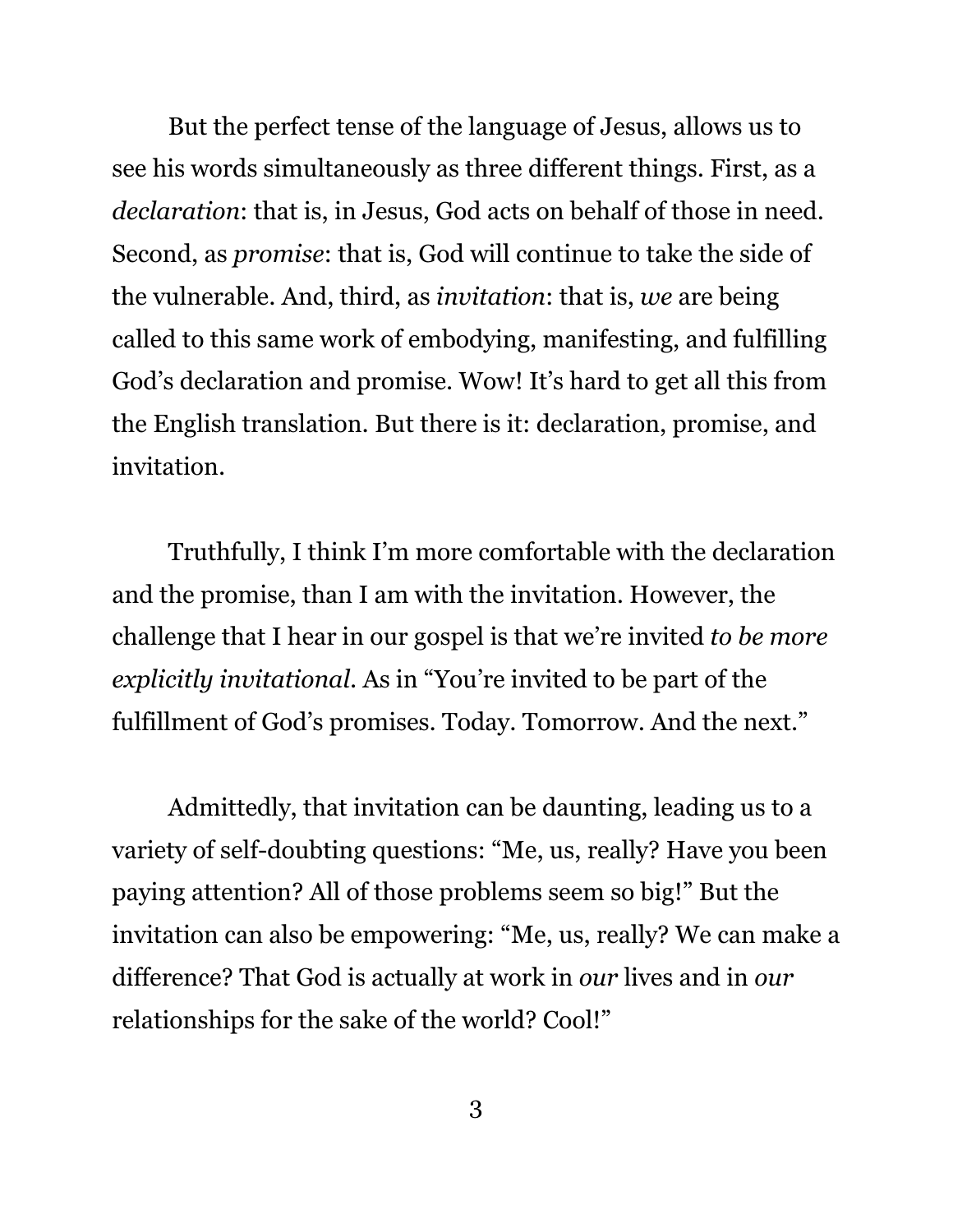But the perfect tense of the language of Jesus, allows us to see his words simultaneously as three different things. First, as a *declaration*: that is, in Jesus, God acts on behalf of those in need. Second, as *promise*: that is, God will continue to take the side of the vulnerable. And, third, as *invitation*: that is, *we* are being called to this same work of embodying, manifesting, and fulfilling God's declaration and promise. Wow! It's hard to get all this from the English translation. But there is it: declaration, promise, and invitation.

Truthfully, I think I'm more comfortable with the declaration and the promise, than I am with the invitation. However, the challenge that I hear in our gospel is that we're invited *to be more explicitly invitational*. As in "You're invited to be part of the fulfillment of God's promises. Today. Tomorrow. And the next."

Admittedly, that invitation can be daunting, leading us to a variety of self-doubting questions: "Me, us, really? Have you been paying attention? All of those problems seem so big!" But the invitation can also be empowering: "Me, us, really? We can make a difference? That God is actually at work in *our* lives and in *our* relationships for the sake of the world? Cool!"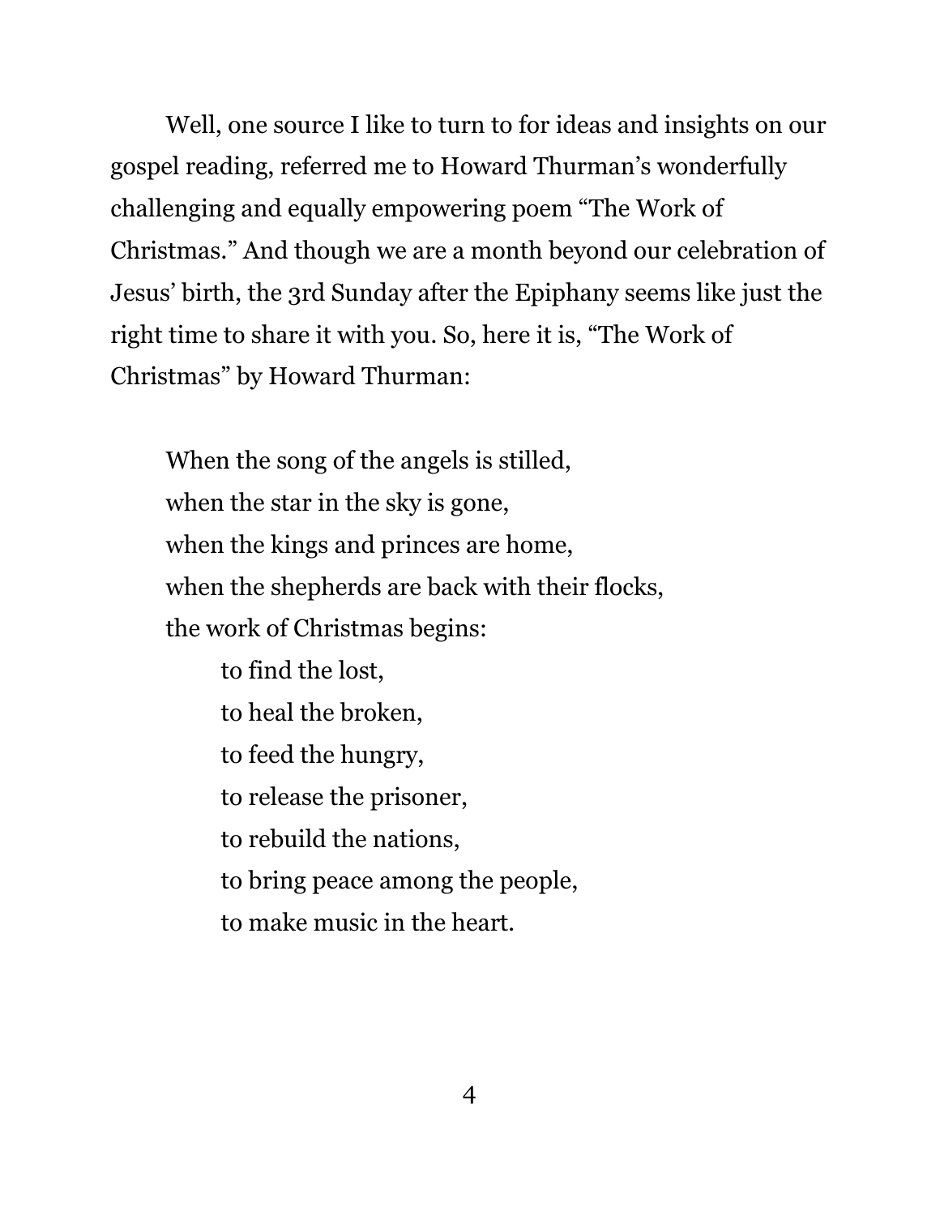Well, one source I like to turn to for ideas and insights on our gospel reading, referred me to Howard Thurman's wonderfully challenging and equally empowering poem "The Work of Christmas." And though we are a month beyond our celebration of Jesus' birth, the 3rd Sunday after the Epiphany seems like just the right time to share it with you. So, here it is, "The Work of Christmas" by Howard Thurman:

> When the song of the angels is stilled,  
> when the star in the sky is gone,  
> when the kings and princes are home,  
> when the shepherds are back with their flocks,  
> the work of Christmas begins:
>
> > to find the lost,  
> > to heal the broken,  
> > to feed the hungry,  
> > to release the prisoner,  
> > to rebuild the nations,  
> > to bring peace among the people,  
> > to make music in the heart.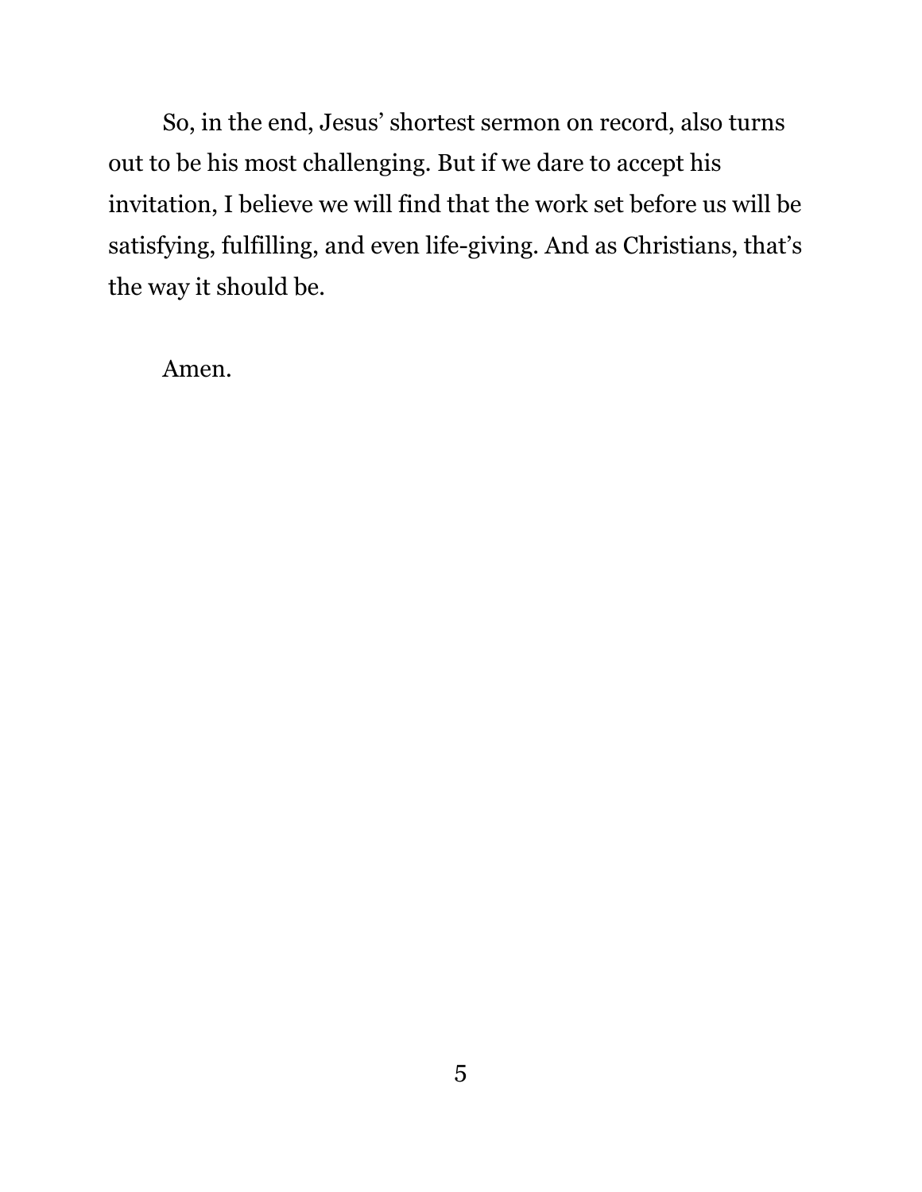So, in the end, Jesus' shortest sermon on record, also turns out to be his most challenging. But if we dare to accept his invitation, I believe we will find that the work set before us will be satisfying, fulfilling, and even life-giving. And as Christians, that's the way it should be.

Amen.